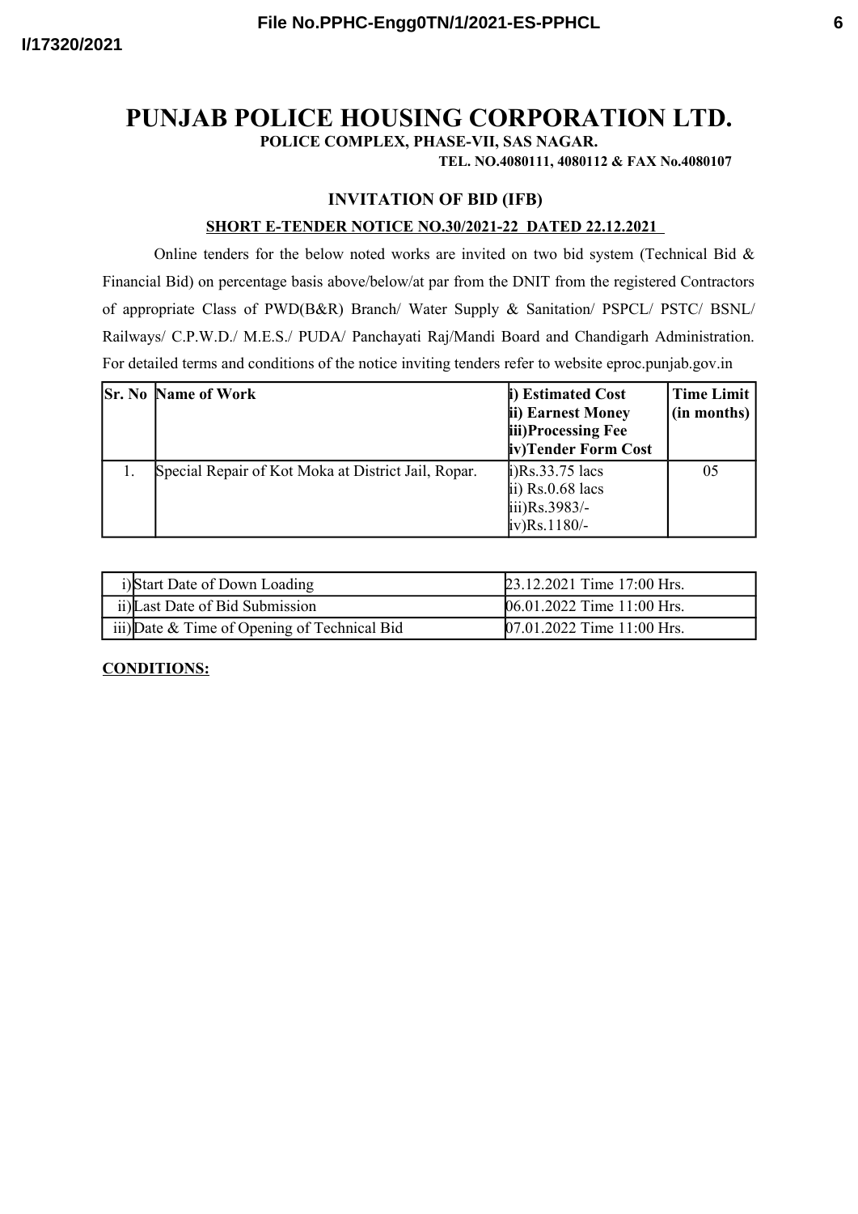# PUNJAB POLICE HOUSING CORPORATION LTD.

**POLICE COMPLEX, PHASE-VII, SAS NAGAR.**

**TEL. NO.4080111, 4080112 & FAX No.4080107**

## INVITATION OF BID (IFB)

**SHORT E-TENDER NOTICE NO.30/2021-22 DATED 22.12.2021**

Online tenders for the below noted works are invited on two bid system (Technical Bid & Financial Bid) on percentage basis above/below/at par from the DNIT from the registered Contractors of appropriate Class of PWD(B&R) Branch/ Water Supply & Sanitation/ PSPCL/ PSTC/ BSNL/ Railways/ C.P.W.D./ M.E.S./ PUDA/ Panchayati Raj/Mandi Board and Chandigarh Administration. For detailed terms and conditions of the notice inviting tenders refer to website eproc.punjab.gov.in

| Sr. No | Name of Work | i) Estimated Cost<br>ii) Earnest Money<br>iii)Processing Fee<br>iv)Tender Form Cost | Time Limit (in months) |
|---|---|---|---|
| 1. | Special Repair of Kot Moka at District Jail, Ropar. | i)Rs.33.75 lacs<br>ii) Rs.0.68 lacs<br>iii)Rs.3983/-<br>iv)Rs.1180/- | 05 |

| | | |
|---|---|---|
| i) | Start Date of Down Loading | 23.12.2021 Time 17:00 Hrs. |
| ii) | Last Date of Bid Submission | 06.01.2022 Time 11:00 Hrs. |
| iii) | Date & Time of Opening of Technical Bid | 07.01.2022 Time 11:00 Hrs. |

**CONDITIONS:**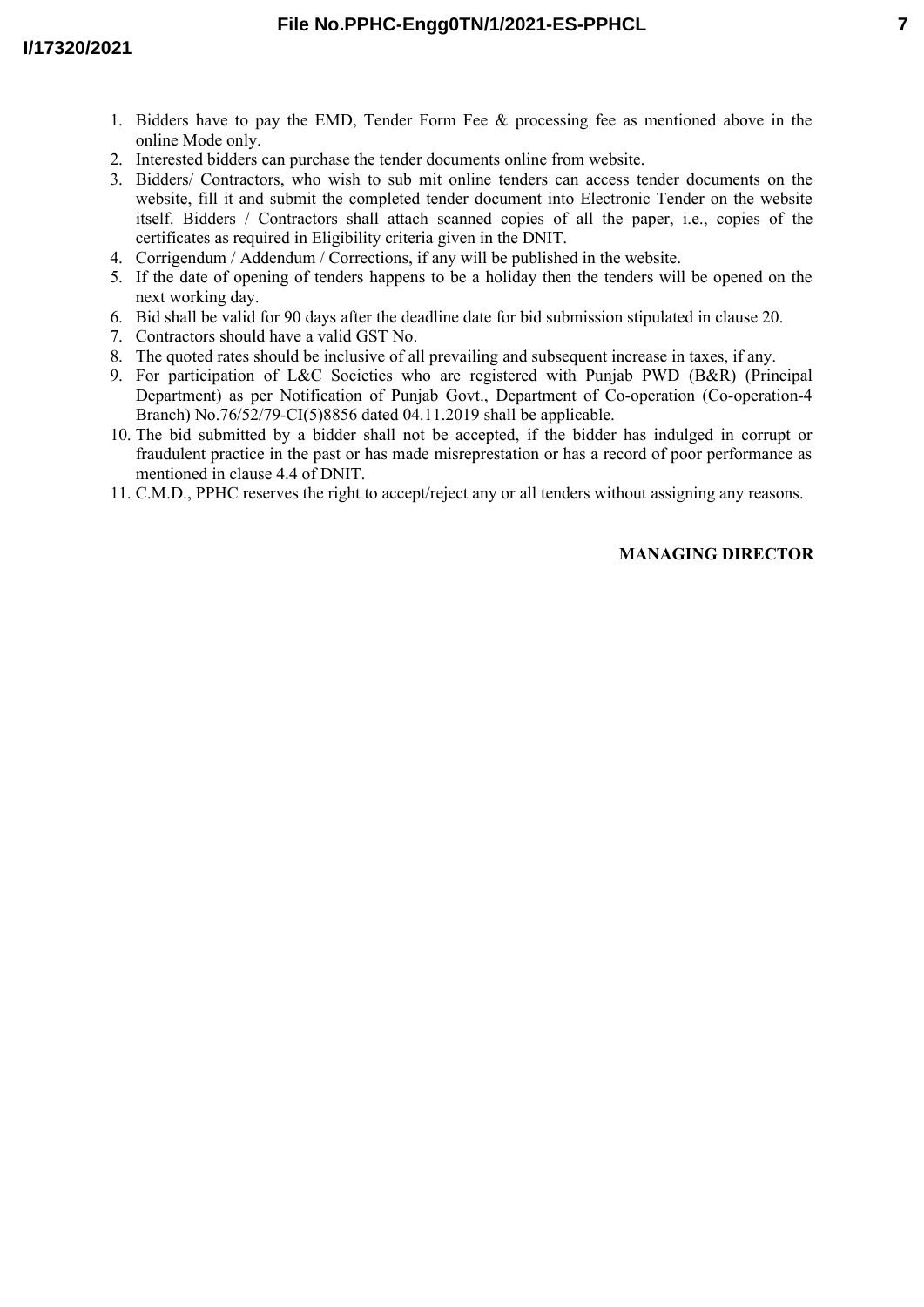1. Bidders have to pay the EMD, Tender Form Fee & processing fee as mentioned above in the online Mode only.
2. Interested bidders can purchase the tender documents online from website.
3. Bidders/ Contractors, who wish to sub mit online tenders can access tender documents on the website, fill it and submit the completed tender document into Electronic Tender on the website itself. Bidders / Contractors shall attach scanned copies of all the paper, i.e., copies of the certificates as required in Eligibility criteria given in the DNIT.
4. Corrigendum / Addendum / Corrections, if any will be published in the website.
5. If the date of opening of tenders happens to be a holiday then the tenders will be opened on the next working day.
6. Bid shall be valid for 90 days after the deadline date for bid submission stipulated in clause 20.
7. Contractors should have a valid GST No.
8. The quoted rates should be inclusive of all prevailing and subsequent increase in taxes, if any.
9. For participation of L&C Societies who are registered with Punjab PWD (B&R) (Principal Department) as per Notification of Punjab Govt., Department of Co-operation (Co-operation-4 Branch) No.76/52/79-CI(5)8856 dated 04.11.2019 shall be applicable.
10. The bid submitted by a bidder shall not be accepted, if the bidder has indulged in corrupt or fraudulent practice in the past or has made misreprestation or has a record of poor performance as mentioned in clause 4.4 of DNIT.
11. C.M.D., PPHC reserves the right to accept/reject any or all tenders without assigning any reasons.

**MANAGING DIRECTOR**